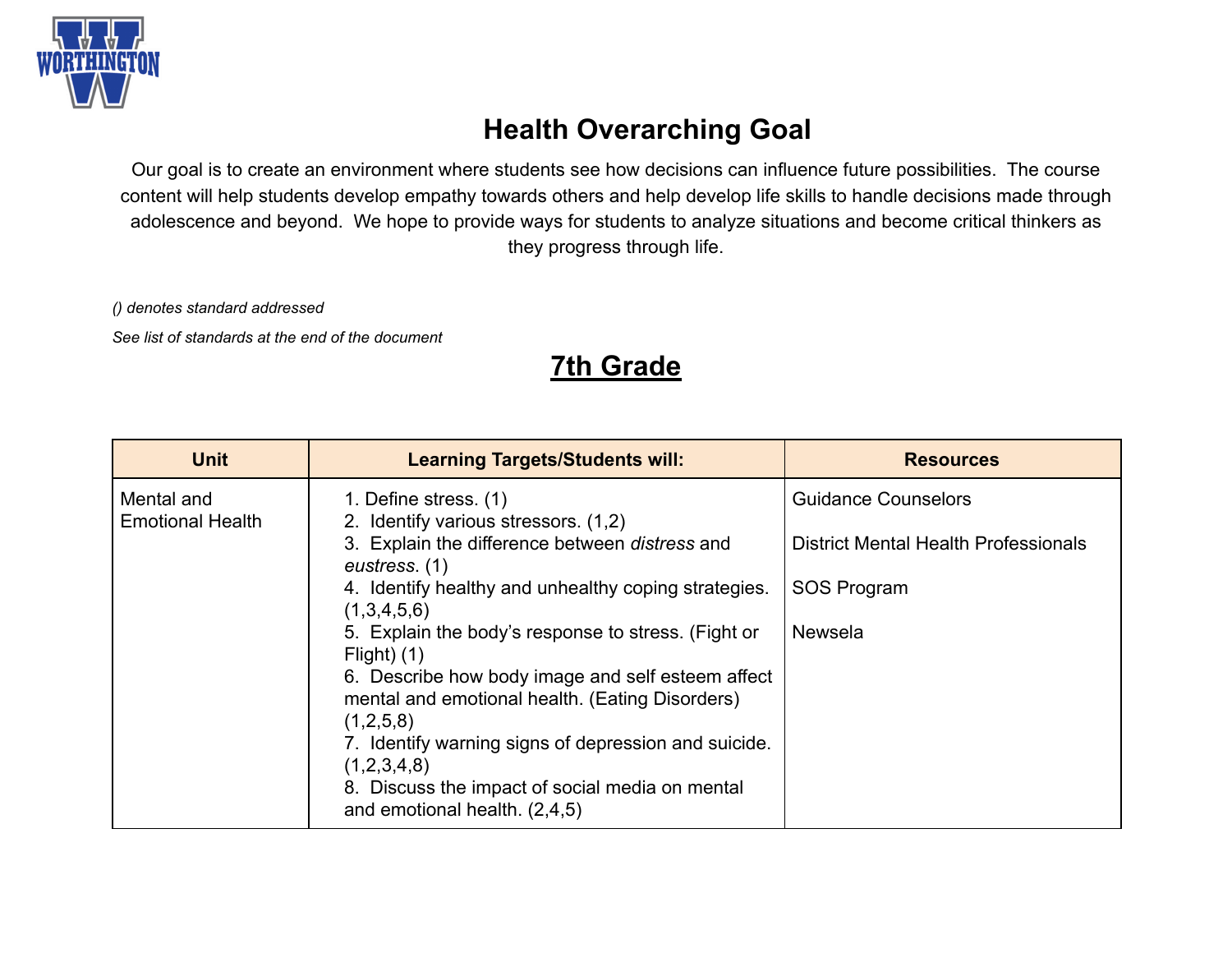# Health Overarching Goal

Our goal is to create an environment where students see how decisions can influence future possibilities. The course content will help students develop empathy towards others and help develop life skills to handle decisions made through adolescence and beyond. We hope to provide ways for students to analyze situations and become critical thinkers as they progress through life.

*() denotes standard addressed*

*See list of standards at the end of the document*

## 7th Grade

| Unit | Learning Targets/Students will: | Resources |
|---|---|---|
| Mental and Emotional Health | 1. Define stress. (1)<br>2. Identify various stressors. (1,2)<br>3. Explain the difference between *distress* and *eustress*. (1)<br>4. Identify healthy and unhealthy coping strategies. (1,3,4,5,6)<br>5. Explain the body's response to stress. (Fight or Flight) (1)<br>6. Describe how body image and self esteem affect mental and emotional health. (Eating Disorders) (1,2,5,8)<br>7. Identify warning signs of depression and suicide. (1,2,3,4,8)<br>8. Discuss the impact of social media on mental and emotional health. (2,4,5) | Guidance Counselors<br><br>District Mental Health Professionals<br><br>SOS Program<br><br>Newsela |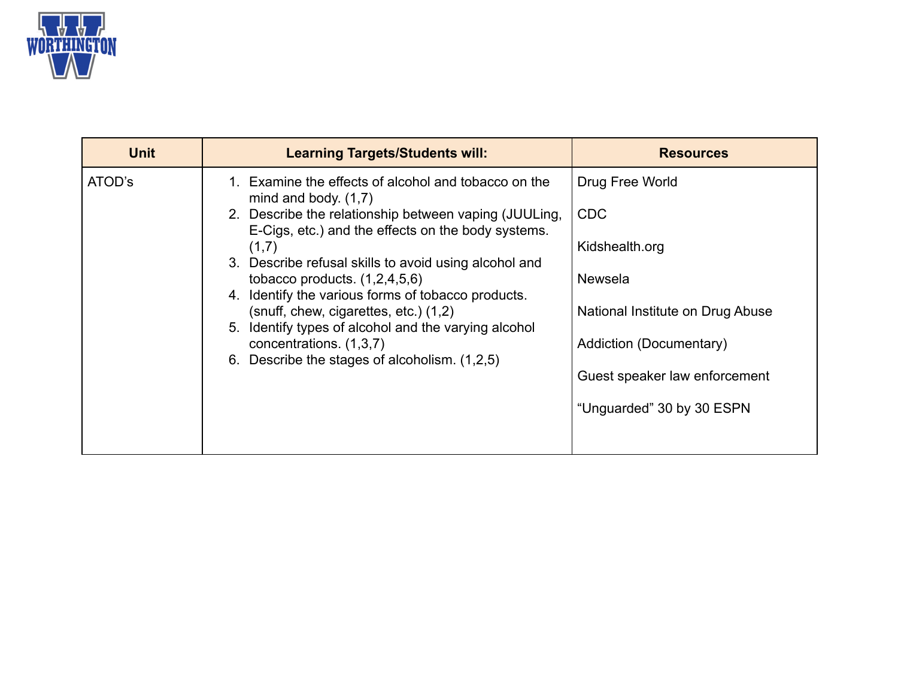| Unit | Learning Targets/Students will: | Resources |
|---|---|---|
| ATOD's | 1. Examine the effects of alcohol and tobacco on the mind and body. (1,7)<br>2. Describe the relationship between vaping (JUULing, E-Cigs, etc.) and the effects on the body systems. (1,7)<br>3. Describe refusal skills to avoid using alcohol and tobacco products. (1,2,4,5,6)<br>4. Identify the various forms of tobacco products. (snuff, chew, cigarettes, etc.) (1,2)<br>5. Identify types of alcohol and the varying alcohol concentrations. (1,3,7)<br>6. Describe the stages of alcoholism. (1,2,5) | Drug Free World<br><br>CDC<br><br>Kidshealth.org<br><br>Newsela<br><br>National Institute on Drug Abuse<br><br>Addiction (Documentary)<br><br>Guest speaker law enforcement<br><br>"Unguarded" 30 by 30 ESPN |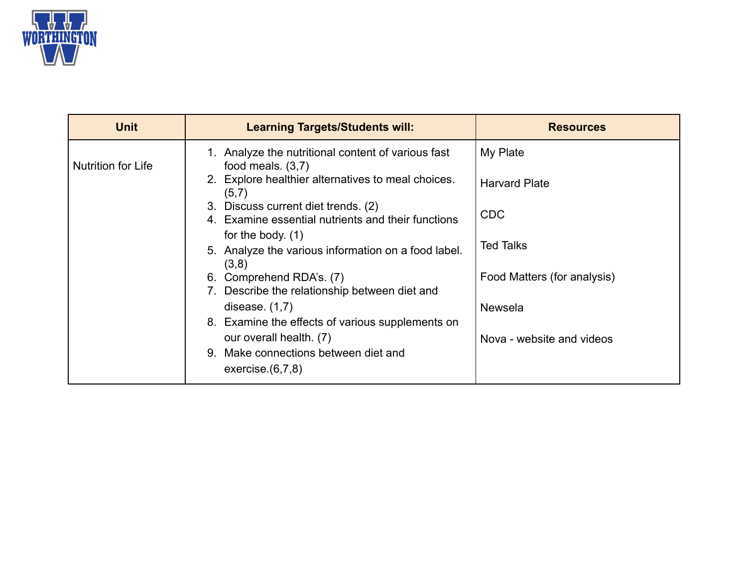| Unit | Learning Targets/Students will: | Resources |
|---|---|---|
| Nutrition for Life | 1. Analyze the nutritional content of various fast food meals. (3,7)<br>2. Explore healthier alternatives to meal choices. (5,7)<br>3. Discuss current diet trends. (2)<br>4. Examine essential nutrients and their functions for the body. (1)<br>5. Analyze the various information on a food label. (3,8)<br>6. Comprehend RDA's. (7)<br>7. Describe the relationship between diet and disease. (1,7)<br>8. Examine the effects of various supplements on our overall health. (7)<br>9. Make connections between diet and exercise.(6,7,8) | My Plate<br><br>Harvard Plate<br><br>CDC<br><br>Ted Talks<br><br>Food Matters (for analysis)<br><br>Newsela<br><br>Nova - website and videos |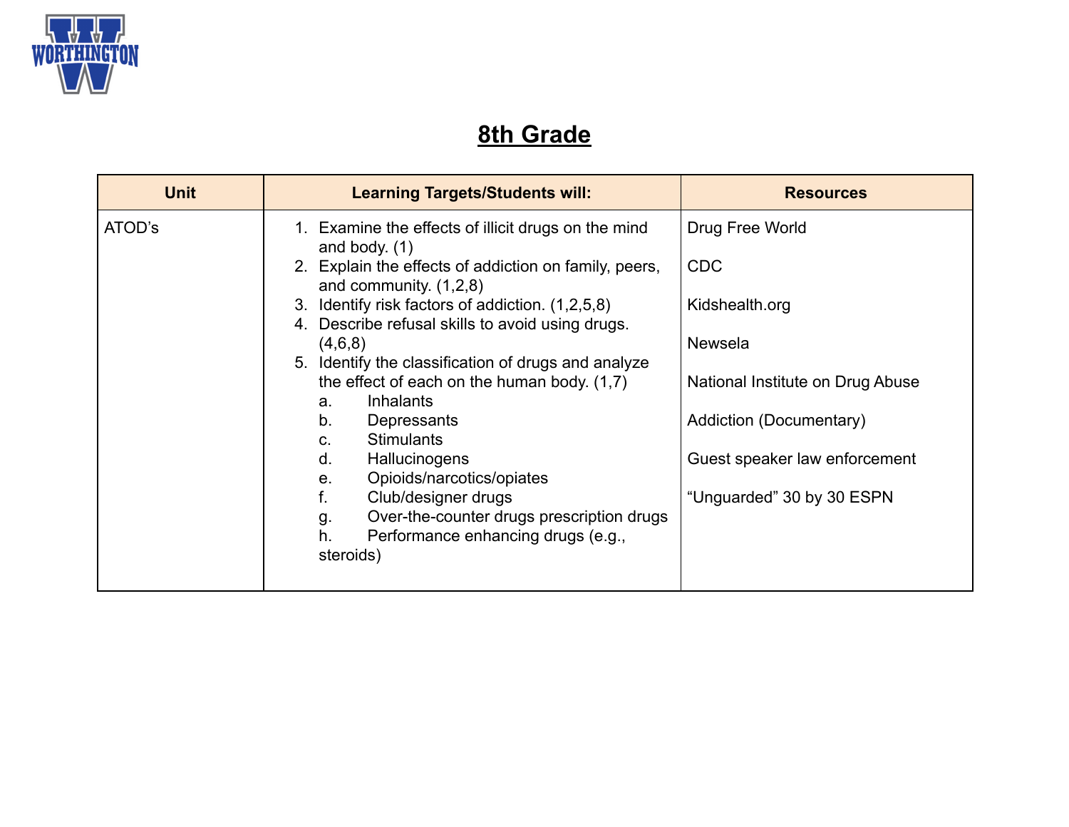## 8th Grade

| Unit | Learning Targets/Students will: | Resources |
|---|---|---|
| ATOD's | 1. Examine the effects of illicit drugs on the mind and body. (1)<br>2. Explain the effects of addiction on family, peers, and community. (1,2,8)<br>3. Identify risk factors of addiction. (1,2,5,8)<br>4. Describe refusal skills to avoid using drugs. (4,6,8)<br>5. Identify the classification of drugs and analyze the effect of each on the human body. (1,7)<br>a. Inhalants<br>b. Depressants<br>c. Stimulants<br>d. Hallucinogens<br>e. Opioids/narcotics/opiates<br>f. Club/designer drugs<br>g. Over-the-counter drugs prescription drugs<br>h. Performance enhancing drugs (e.g., steroids) | Drug Free World<br><br>CDC<br><br>Kidshealth.org<br><br>Newsela<br><br>National Institute on Drug Abuse<br><br>Addiction (Documentary)<br><br>Guest speaker law enforcement<br><br>"Unguarded" 30 by 30 ESPN |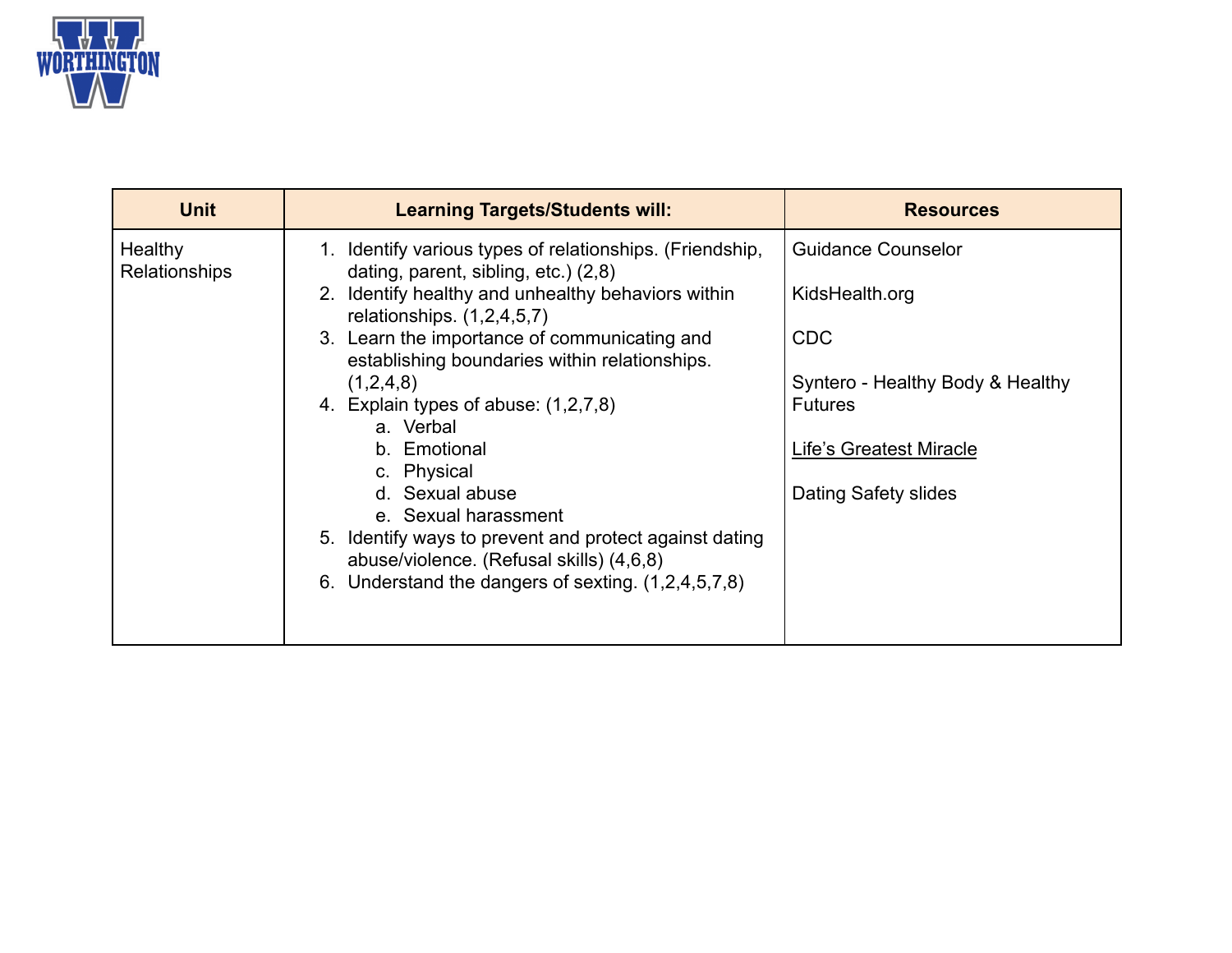| Unit | Learning Targets/Students will: | Resources |
|---|---|---|
| Healthy Relationships | 1. Identify various types of relationships. (Friendship, dating, parent, sibling, etc.) (2,8)<br>2. Identify healthy and unhealthy behaviors within relationships. (1,2,4,5,7)<br>3. Learn the importance of communicating and establishing boundaries within relationships. (1,2,4,8)<br>4. Explain types of abuse: (1,2,7,8)<br>a. Verbal<br>b. Emotional<br>c. Physical<br>d. Sexual abuse<br>e. Sexual harassment<br>5. Identify ways to prevent and protect against dating abuse/violence. (Refusal skills) (4,6,8)<br>6. Understand the dangers of sexting. (1,2,4,5,7,8) | Guidance Counselor<br><br>KidsHealth.org<br><br>CDC<br><br>Syntero - Healthy Body & Healthy Futures<br><br>Life's Greatest Miracle<br><br>Dating Safety slides |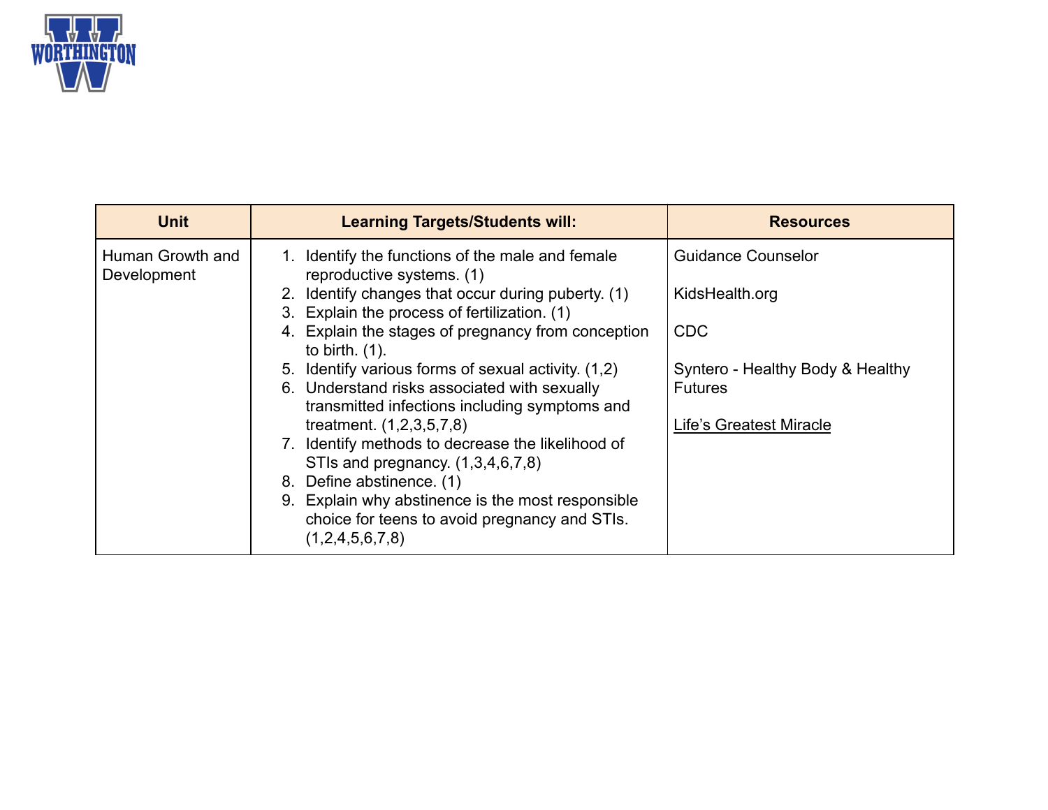| Unit | Learning Targets/Students will: | Resources |
|---|---|---|
| Human Growth and Development | 1. Identify the functions of the male and female reproductive systems. (1)<br>2. Identify changes that occur during puberty. (1)<br>3. Explain the process of fertilization. (1)<br>4. Explain the stages of pregnancy from conception to birth. (1).<br>5. Identify various forms of sexual activity. (1,2)<br>6. Understand risks associated with sexually transmitted infections including symptoms and treatment. (1,2,3,5,7,8)<br>7. Identify methods to decrease the likelihood of STIs and pregnancy. (1,3,4,6,7,8)<br>8. Define abstinence. (1)<br>9. Explain why abstinence is the most responsible choice for teens to avoid pregnancy and STIs. (1,2,4,5,6,7,8) | Guidance Counselor<br><br>KidsHealth.org<br><br>CDC<br><br>Syntero - Healthy Body & Healthy Futures<br><br>Life's Greatest Miracle |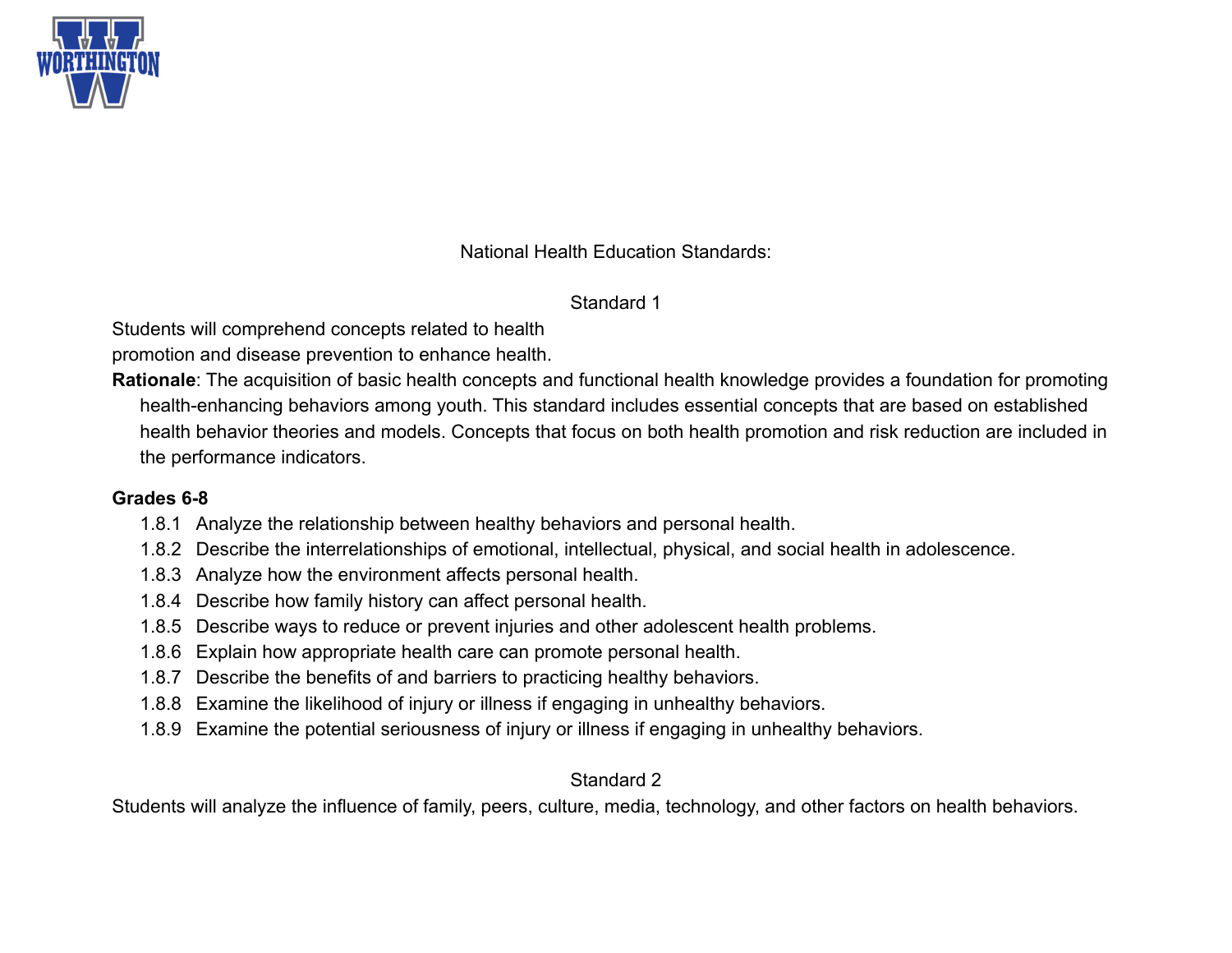National Health Education Standards:

Standard 1

Students will comprehend concepts related to health promotion and disease prevention to enhance health.

**Rationale**: The acquisition of basic health concepts and functional health knowledge provides a foundation for promoting health-enhancing behaviors among youth. This standard includes essential concepts that are based on established health behavior theories and models. Concepts that focus on both health promotion and risk reduction are included in the performance indicators.

**Grades 6-8**

- 1.8.1 Analyze the relationship between healthy behaviors and personal health.
- 1.8.2 Describe the interrelationships of emotional, intellectual, physical, and social health in adolescence.
- 1.8.3 Analyze how the environment affects personal health.
- 1.8.4 Describe how family history can affect personal health.
- 1.8.5 Describe ways to reduce or prevent injuries and other adolescent health problems.
- 1.8.6 Explain how appropriate health care can promote personal health.
- 1.8.7 Describe the benefits of and barriers to practicing healthy behaviors.
- 1.8.8 Examine the likelihood of injury or illness if engaging in unhealthy behaviors.
- 1.8.9 Examine the potential seriousness of injury or illness if engaging in unhealthy behaviors.

Standard 2

Students will analyze the influence of family, peers, culture, media, technology, and other factors on health behaviors.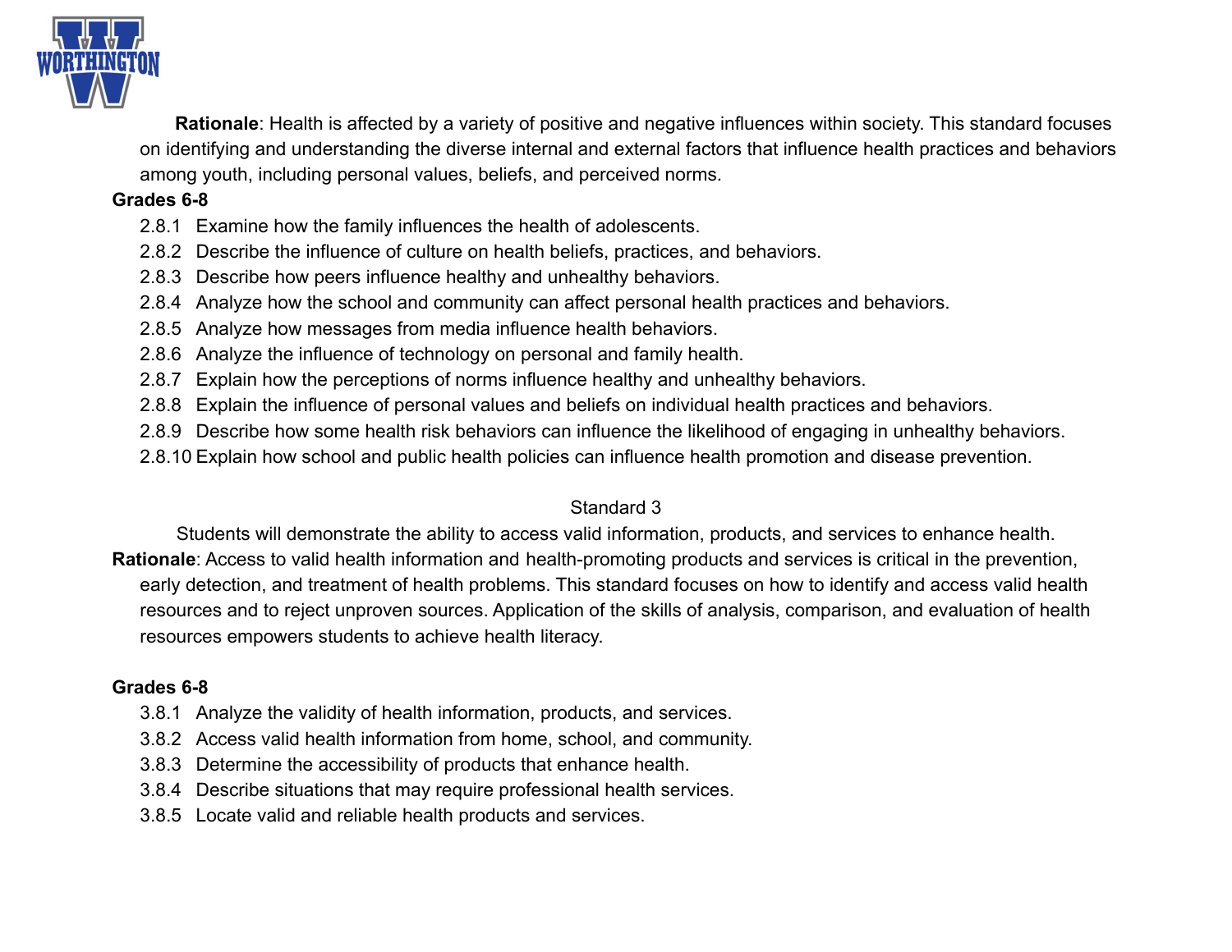**Rationale**: Health is affected by a variety of positive and negative influences within society. This standard focuses on identifying and understanding the diverse internal and external factors that influence health practices and behaviors among youth, including personal values, beliefs, and perceived norms.

**Grades 6-8**

- 2.8.1 Examine how the family influences the health of adolescents.
- 2.8.2 Describe the influence of culture on health beliefs, practices, and behaviors.
- 2.8.3 Describe how peers influence healthy and unhealthy behaviors.
- 2.8.4 Analyze how the school and community can affect personal health practices and behaviors.
- 2.8.5 Analyze how messages from media influence health behaviors.
- 2.8.6 Analyze the influence of technology on personal and family health.
- 2.8.7 Explain how the perceptions of norms influence healthy and unhealthy behaviors.
- 2.8.8 Explain the influence of personal values and beliefs on individual health practices and behaviors.
- 2.8.9 Describe how some health risk behaviors can influence the likelihood of engaging in unhealthy behaviors.
- 2.8.10 Explain how school and public health policies can influence health promotion and disease prevention.

## Standard 3

Students will demonstrate the ability to access valid information, products, and services to enhance health.

**Rationale**: Access to valid health information and health-promoting products and services is critical in the prevention, early detection, and treatment of health problems. This standard focuses on how to identify and access valid health resources and to reject unproven sources. Application of the skills of analysis, comparison, and evaluation of health resources empowers students to achieve health literacy.

**Grades 6-8**

- 3.8.1 Analyze the validity of health information, products, and services.
- 3.8.2 Access valid health information from home, school, and community.
- 3.8.3 Determine the accessibility of products that enhance health.
- 3.8.4 Describe situations that may require professional health services.
- 3.8.5 Locate valid and reliable health products and services.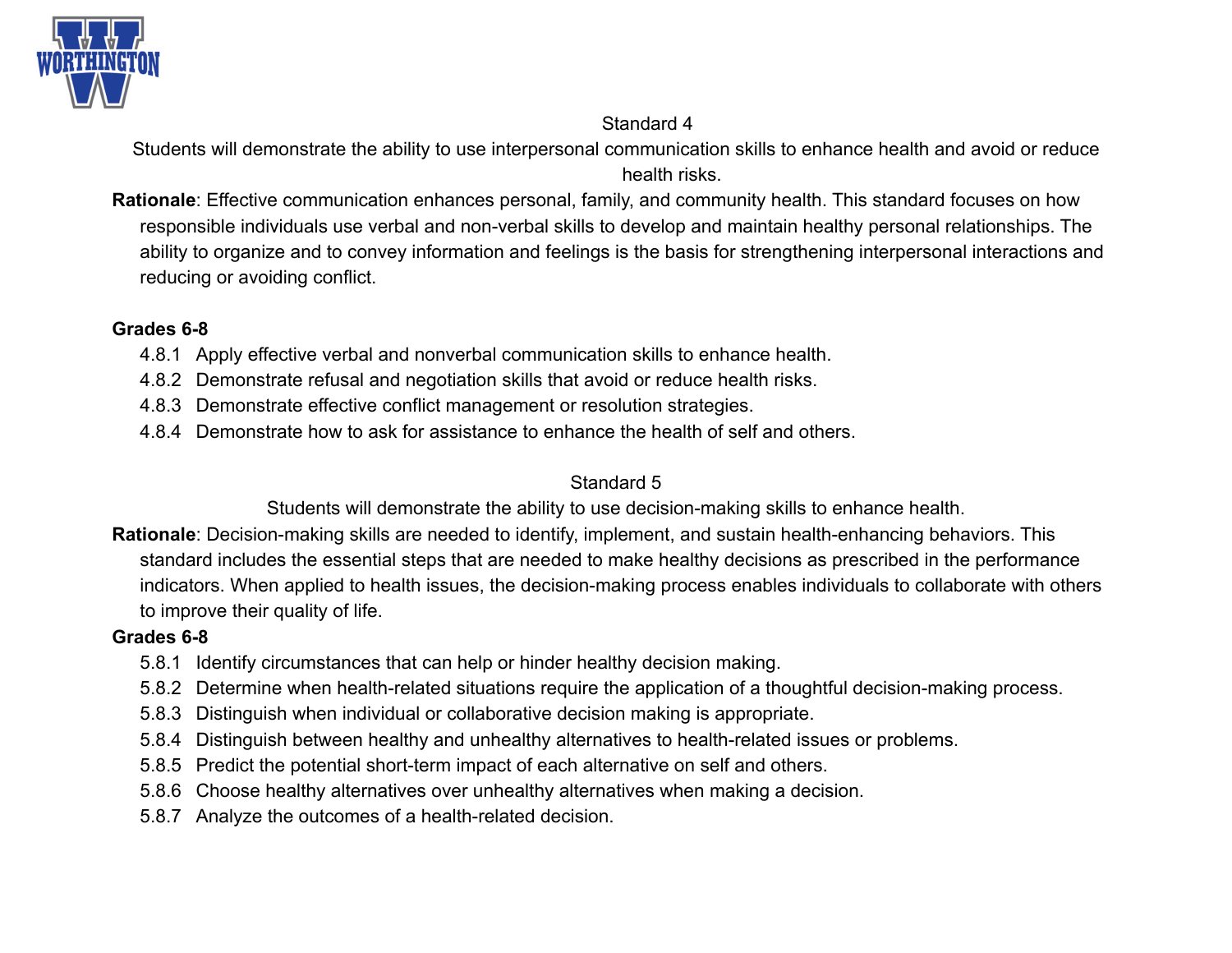## Standard 4

Students will demonstrate the ability to use interpersonal communication skills to enhance health and avoid or reduce health risks.

**Rationale**: Effective communication enhances personal, family, and community health. This standard focuses on how responsible individuals use verbal and non-verbal skills to develop and maintain healthy personal relationships. The ability to organize and to convey information and feelings is the basis for strengthening interpersonal interactions and reducing or avoiding conflict.

**Grades 6-8**

- 4.8.1 Apply effective verbal and nonverbal communication skills to enhance health.
- 4.8.2 Demonstrate refusal and negotiation skills that avoid or reduce health risks.
- 4.8.3 Demonstrate effective conflict management or resolution strategies.
- 4.8.4 Demonstrate how to ask for assistance to enhance the health of self and others.

## Standard 5

Students will demonstrate the ability to use decision-making skills to enhance health.

**Rationale**: Decision-making skills are needed to identify, implement, and sustain health-enhancing behaviors. This standard includes the essential steps that are needed to make healthy decisions as prescribed in the performance indicators. When applied to health issues, the decision-making process enables individuals to collaborate with others to improve their quality of life.

**Grades 6-8**

- 5.8.1 Identify circumstances that can help or hinder healthy decision making.
- 5.8.2 Determine when health-related situations require the application of a thoughtful decision-making process.
- 5.8.3 Distinguish when individual or collaborative decision making is appropriate.
- 5.8.4 Distinguish between healthy and unhealthy alternatives to health-related issues or problems.
- 5.8.5 Predict the potential short-term impact of each alternative on self and others.
- 5.8.6 Choose healthy alternatives over unhealthy alternatives when making a decision.
- 5.8.7 Analyze the outcomes of a health-related decision.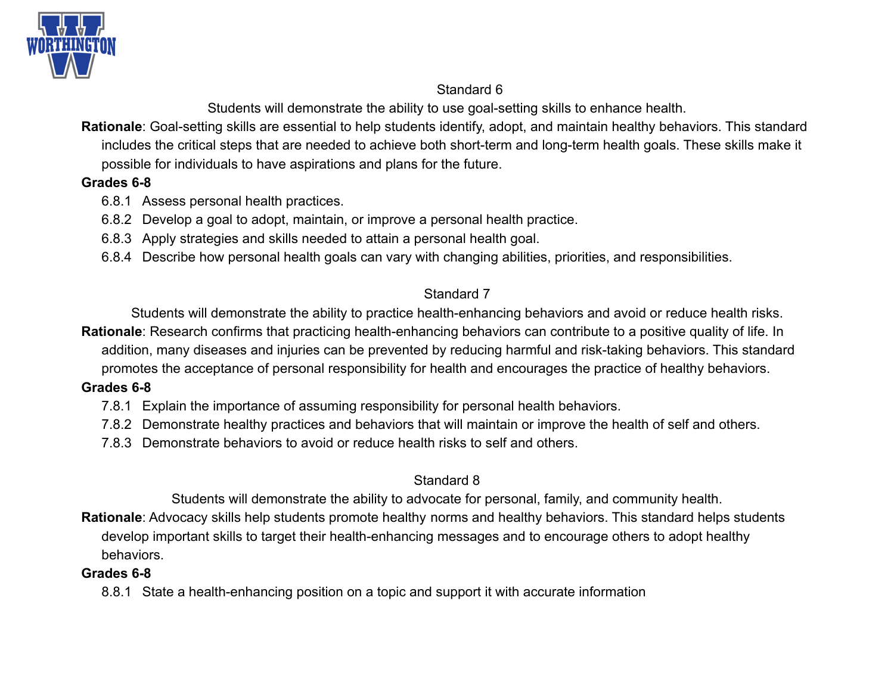## Standard 6

Students will demonstrate the ability to use goal-setting skills to enhance health.

**Rationale**: Goal-setting skills are essential to help students identify, adopt, and maintain healthy behaviors. This standard includes the critical steps that are needed to achieve both short-term and long-term health goals. These skills make it possible for individuals to have aspirations and plans for the future.

**Grades 6-8**

- 6.8.1 Assess personal health practices.
- 6.8.2 Develop a goal to adopt, maintain, or improve a personal health practice.
- 6.8.3 Apply strategies and skills needed to attain a personal health goal.
- 6.8.4 Describe how personal health goals can vary with changing abilities, priorities, and responsibilities.

## Standard 7

Students will demonstrate the ability to practice health-enhancing behaviors and avoid or reduce health risks.

**Rationale**: Research confirms that practicing health-enhancing behaviors can contribute to a positive quality of life. In addition, many diseases and injuries can be prevented by reducing harmful and risk-taking behaviors. This standard promotes the acceptance of personal responsibility for health and encourages the practice of healthy behaviors.

**Grades 6-8**

- 7.8.1 Explain the importance of assuming responsibility for personal health behaviors.
- 7.8.2 Demonstrate healthy practices and behaviors that will maintain or improve the health of self and others.
- 7.8.3 Demonstrate behaviors to avoid or reduce health risks to self and others.

## Standard 8

Students will demonstrate the ability to advocate for personal, family, and community health.

**Rationale**: Advocacy skills help students promote healthy norms and healthy behaviors. This standard helps students develop important skills to target their health-enhancing messages and to encourage others to adopt healthy behaviors.

**Grades 6-8**

- 8.8.1 State a health-enhancing position on a topic and support it with accurate information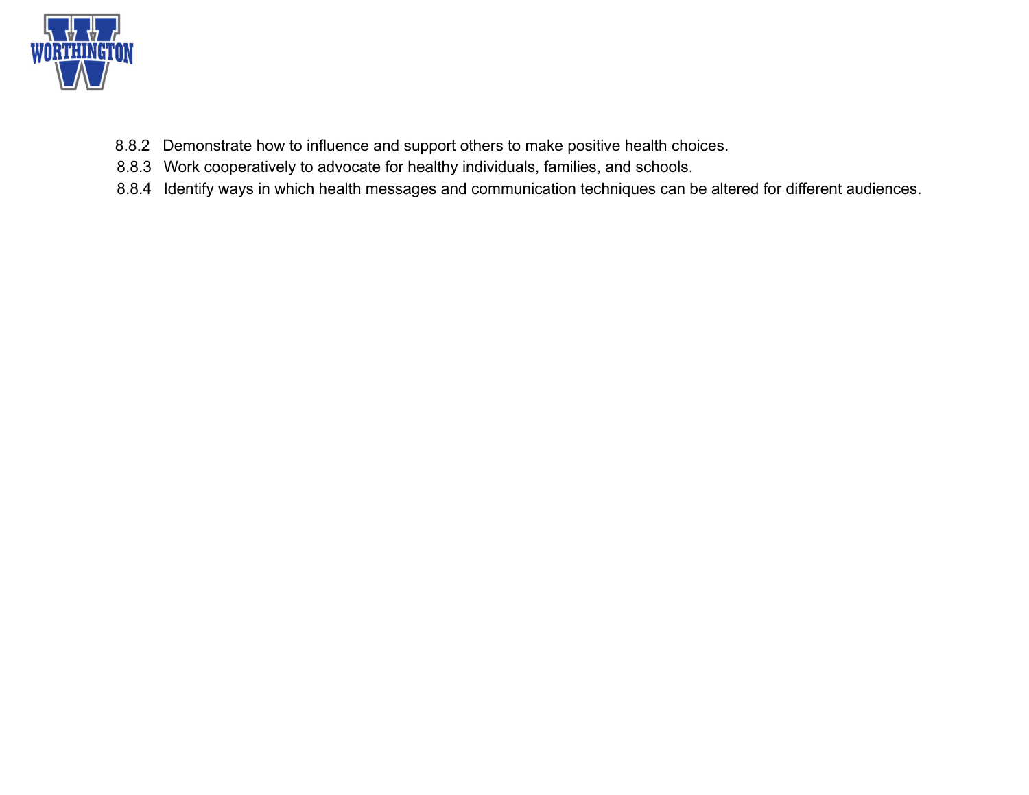8.8.2 Demonstrate how to influence and support others to make positive health choices.
8.8.3 Work cooperatively to advocate for healthy individuals, families, and schools.
8.8.4 Identify ways in which health messages and communication techniques can be altered for different audiences.